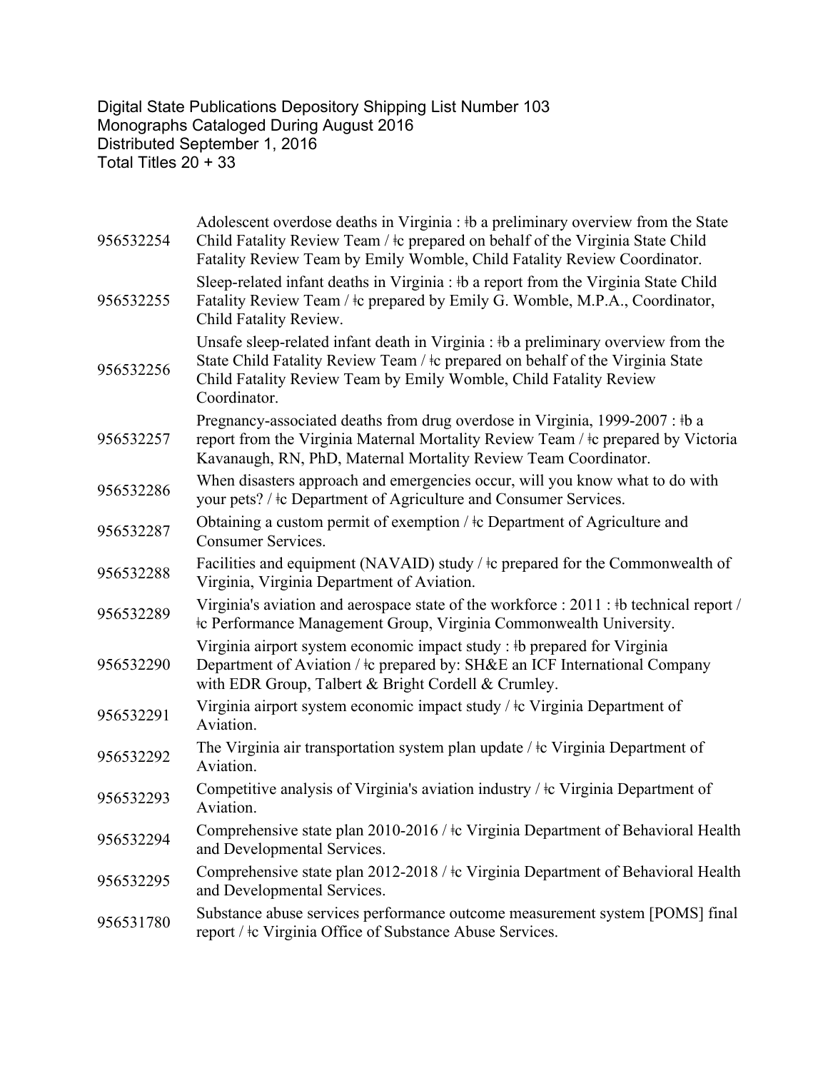Digital State Publications Depository Shipping List Number 103
Monographs Cataloged During August 2016
Distributed September 1, 2016
Total Titles 20 + 33

| | |
|---|---|
| 956532254 | Adolescent overdose deaths in Virginia : ǂb a preliminary overview from the State Child Fatality Review Team / ǂc prepared on behalf of the Virginia State Child Fatality Review Team by Emily Womble, Child Fatality Review Coordinator. |
| 956532255 | Sleep-related infant deaths in Virginia : ǂb a report from the Virginia State Child Fatality Review Team / ǂc prepared by Emily G. Womble, M.P.A., Coordinator, Child Fatality Review. |
| 956532256 | Unsafe sleep-related infant death in Virginia : ǂb a preliminary overview from the State Child Fatality Review Team / ǂc prepared on behalf of the Virginia State Child Fatality Review Team by Emily Womble, Child Fatality Review Coordinator. |
| 956532257 | Pregnancy-associated deaths from drug overdose in Virginia, 1999-2007 : ǂb a report from the Virginia Maternal Mortality Review Team / ǂc prepared by Victoria Kavanaugh, RN, PhD, Maternal Mortality Review Team Coordinator. |
| 956532286 | When disasters approach and emergencies occur, will you know what to do with your pets? / ǂc Department of Agriculture and Consumer Services. |
| 956532287 | Obtaining a custom permit of exemption / ǂc Department of Agriculture and Consumer Services. |
| 956532288 | Facilities and equipment (NAVAID) study / ǂc prepared for the Commonwealth of Virginia, Virginia Department of Aviation. |
| 956532289 | Virginia's aviation and aerospace state of the workforce : 2011 : ǂb technical report / ǂc Performance Management Group, Virginia Commonwealth University. |
| 956532290 | Virginia airport system economic impact study : ǂb prepared for Virginia Department of Aviation / ǂc prepared by: SH&E an ICF International Company with EDR Group, Talbert & Bright Cordell & Crumley. |
| 956532291 | Virginia airport system economic impact study / ǂc Virginia Department of Aviation. |
| 956532292 | The Virginia air transportation system plan update / ǂc Virginia Department of Aviation. |
| 956532293 | Competitive analysis of Virginia's aviation industry / ǂc Virginia Department of Aviation. |
| 956532294 | Comprehensive state plan 2010-2016 / ǂc Virginia Department of Behavioral Health and Developmental Services. |
| 956532295 | Comprehensive state plan 2012-2018 / ǂc Virginia Department of Behavioral Health and Developmental Services. |
| 956531780 | Substance abuse services performance outcome measurement system [POMS] final report / ǂc Virginia Office of Substance Abuse Services. |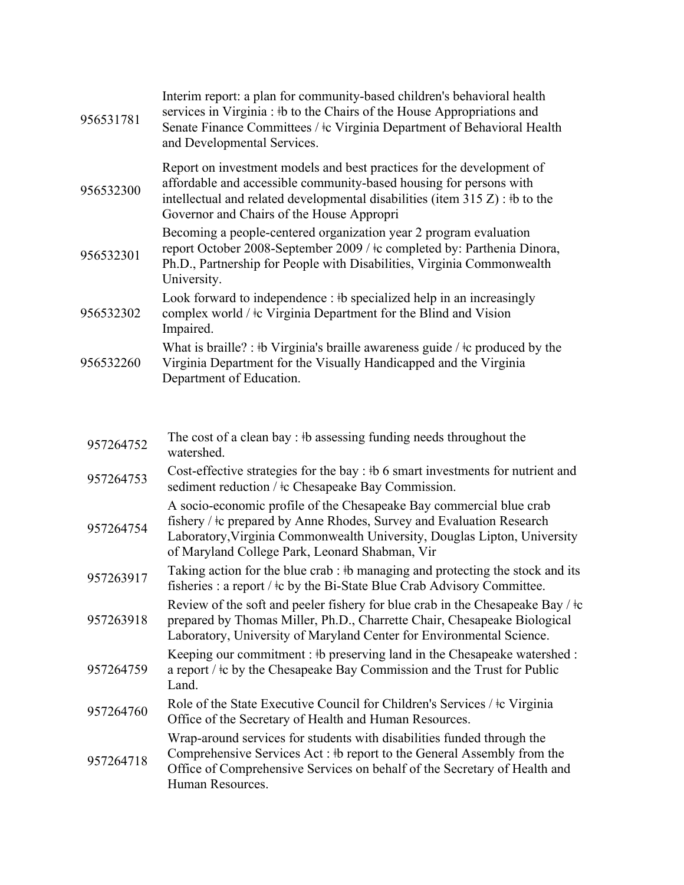| | |
|---|---|
| 956531781 | Interim report: a plan for community-based children's behavioral health services in Virginia : ǂb to the Chairs of the House Appropriations and Senate Finance Committees / ǂc Virginia Department of Behavioral Health and Developmental Services. |
| 956532300 | Report on investment models and best practices for the development of affordable and accessible community-based housing for persons with intellectual and related developmental disabilities (item 315 Z) : ǂb to the Governor and Chairs of the House Appropri |
| 956532301 | Becoming a people-centered organization year 2 program evaluation report October 2008-September 2009 / ǂc completed by: Parthenia Dinora, Ph.D., Partnership for People with Disabilities, Virginia Commonwealth University. |
| 956532302 | Look forward to independence : ǂb specialized help in an increasingly complex world / ǂc Virginia Department for the Blind and Vision Impaired. |
| 956532260 | What is braille? : ǂb Virginia's braille awareness guide / ǂc produced by the Virginia Department for the Visually Handicapped and the Virginia Department of Education. |

| | |
|---|---|
| 957264752 | The cost of a clean bay : ǂb assessing funding needs throughout the watershed. |
| 957264753 | Cost-effective strategies for the bay : ǂb 6 smart investments for nutrient and sediment reduction / ǂc Chesapeake Bay Commission. |
| 957264754 | A socio-economic profile of the Chesapeake Bay commercial blue crab fishery / ǂc prepared by Anne Rhodes, Survey and Evaluation Research Laboratory,Virginia Commonwealth University, Douglas Lipton, University of Maryland College Park, Leonard Shabman, Vir |
| 957263917 | Taking action for the blue crab : ǂb managing and protecting the stock and its fisheries : a report / ǂc by the Bi-State Blue Crab Advisory Committee. |
| 957263918 | Review of the soft and peeler fishery for blue crab in the Chesapeake Bay / ǂc prepared by Thomas Miller, Ph.D., Charrette Chair, Chesapeake Biological Laboratory, University of Maryland Center for Environmental Science. |
| 957264759 | Keeping our commitment : ǂb preserving land in the Chesapeake watershed : a report / ǂc by the Chesapeake Bay Commission and the Trust for Public Land. |
| 957264760 | Role of the State Executive Council for Children's Services / ǂc Virginia Office of the Secretary of Health and Human Resources. |
| 957264718 | Wrap-around services for students with disabilities funded through the Comprehensive Services Act : ǂb report to the General Assembly from the Office of Comprehensive Services on behalf of the Secretary of Health and Human Resources. |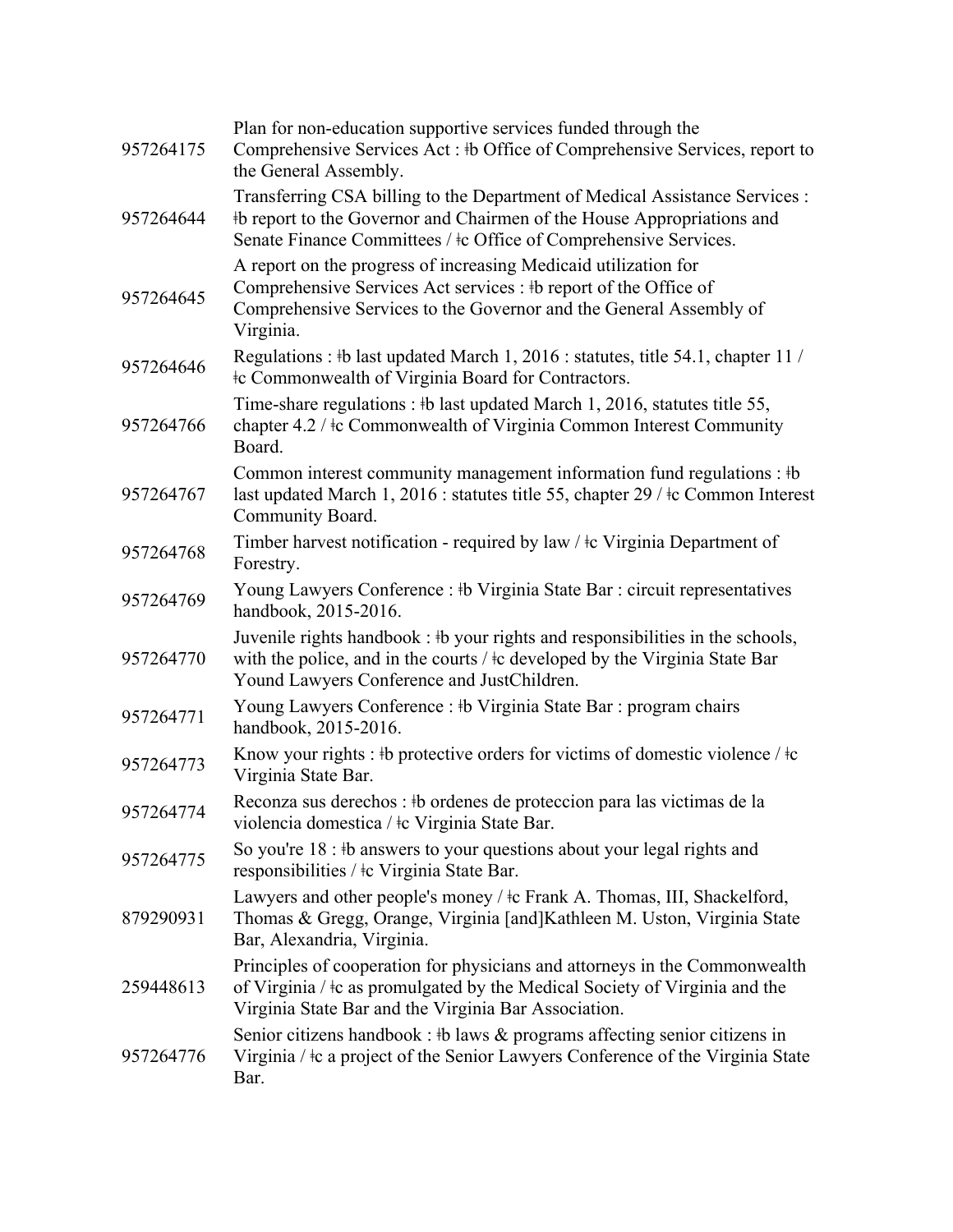| | |
|---|---|
| 957264175 | Plan for non-education supportive services funded through the Comprehensive Services Act : ǂb Office of Comprehensive Services, report to the General Assembly. |
| 957264644 | Transferring CSA billing to the Department of Medical Assistance Services : ǂb report to the Governor and Chairmen of the House Appropriations and Senate Finance Committees / ǂc Office of Comprehensive Services. |
| 957264645 | A report on the progress of increasing Medicaid utilization for Comprehensive Services Act services : ǂb report of the Office of Comprehensive Services to the Governor and the General Assembly of Virginia. |
| 957264646 | Regulations : ǂb last updated March 1, 2016 : statutes, title 54.1, chapter 11 / ǂc Commonwealth of Virginia Board for Contractors. |
| 957264766 | Time-share regulations : ǂb last updated March 1, 2016, statutes title 55, chapter 4.2 / ǂc Commonwealth of Virginia Common Interest Community Board. |
| 957264767 | Common interest community management information fund regulations : ǂb last updated March 1, 2016 : statutes title 55, chapter 29 / ǂc Common Interest Community Board. |
| 957264768 | Timber harvest notification - required by law / ǂc Virginia Department of Forestry. |
| 957264769 | Young Lawyers Conference : ǂb Virginia State Bar : circuit representatives handbook, 2015-2016. |
| 957264770 | Juvenile rights handbook : ǂb your rights and responsibilities in the schools, with the police, and in the courts / ǂc developed by the Virginia State Bar Yound Lawyers Conference and JustChildren. |
| 957264771 | Young Lawyers Conference : ǂb Virginia State Bar : program chairs handbook, 2015-2016. |
| 957264773 | Know your rights : ǂb protective orders for victims of domestic violence / ǂc Virginia State Bar. |
| 957264774 | Reconza sus derechos : ǂb ordenes de proteccion para las victimas de la violencia domestica / ǂc Virginia State Bar. |
| 957264775 | So you're 18 : ǂb answers to your questions about your legal rights and responsibilities / ǂc Virginia State Bar. |
| 879290931 | Lawyers and other people's money / ǂc Frank A. Thomas, III, Shackelford, Thomas & Gregg, Orange, Virginia [and]Kathleen M. Uston, Virginia State Bar, Alexandria, Virginia. |
| 259448613 | Principles of cooperation for physicians and attorneys in the Commonwealth of Virginia / ǂc as promulgated by the Medical Society of Virginia and the Virginia State Bar and the Virginia Bar Association. |
| 957264776 | Senior citizens handbook : ǂb laws & programs affecting senior citizens in Virginia / ǂc a project of the Senior Lawyers Conference of the Virginia State Bar. |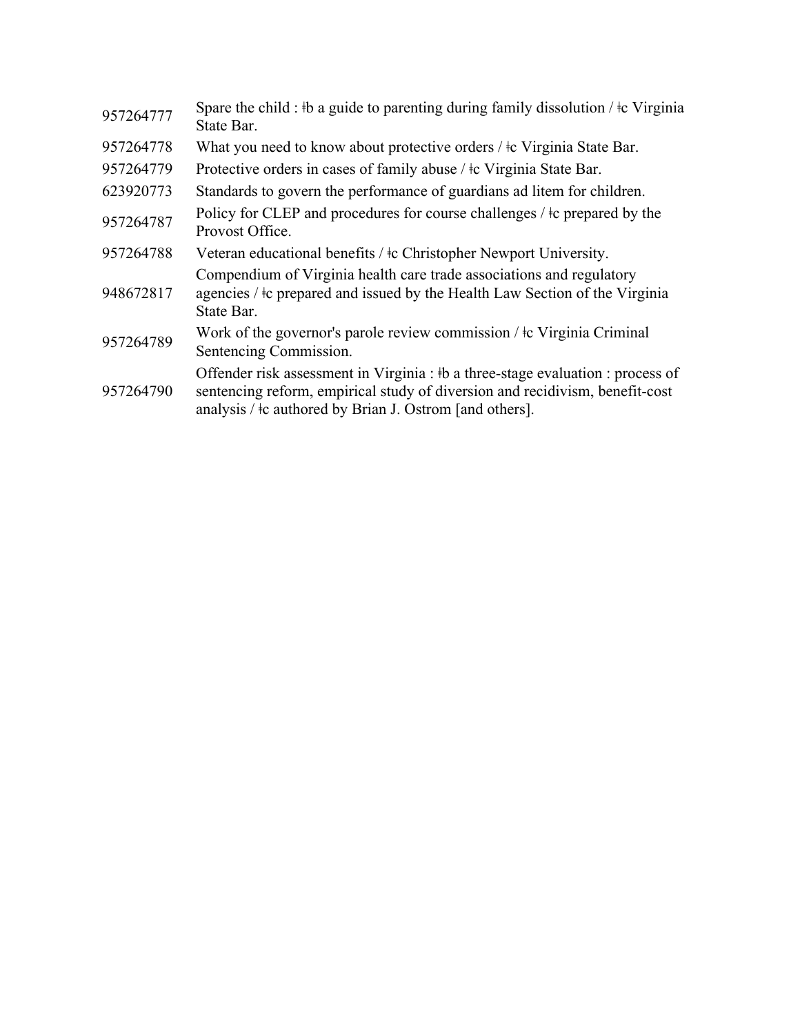| | |
|---|---|
| 957264777 | Spare the child : ǂb a guide to parenting during family dissolution / ǂc Virginia State Bar. |
| 957264778 | What you need to know about protective orders / ǂc Virginia State Bar. |
| 957264779 | Protective orders in cases of family abuse / ǂc Virginia State Bar. |
| 623920773 | Standards to govern the performance of guardians ad litem for children. |
| 957264787 | Policy for CLEP and procedures for course challenges / ǂc prepared by the Provost Office. |
| 957264788 | Veteran educational benefits / ǂc Christopher Newport University. |
| 948672817 | Compendium of Virginia health care trade associations and regulatory agencies / ǂc prepared and issued by the Health Law Section of the Virginia State Bar. |
| 957264789 | Work of the governor's parole review commission / ǂc Virginia Criminal Sentencing Commission. |
| 957264790 | Offender risk assessment in Virginia : ǂb a three-stage evaluation : process of sentencing reform, empirical study of diversion and recidivism, benefit-cost analysis / ǂc authored by Brian J. Ostrom [and others]. |